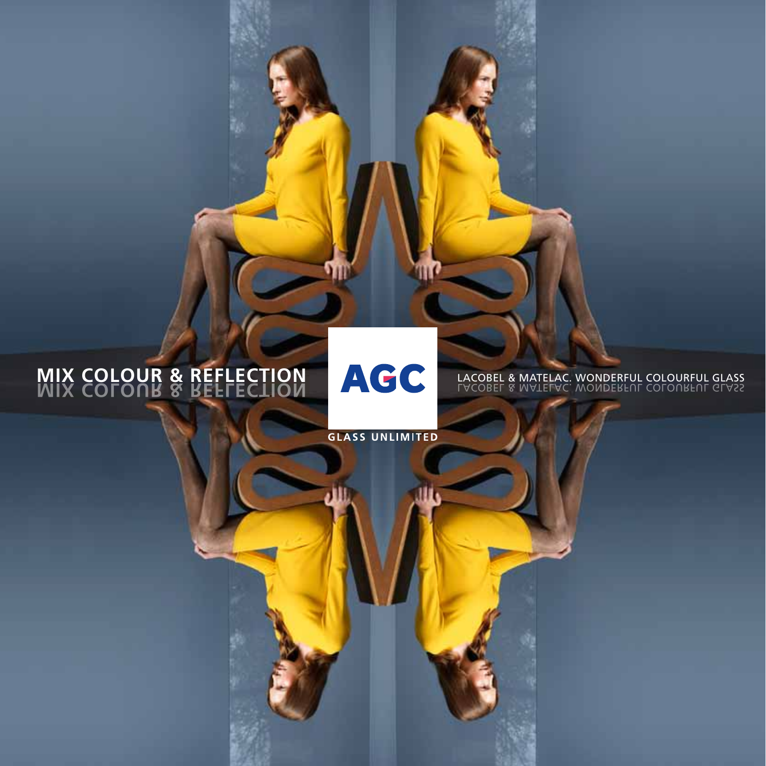# MIX COLOUR & REFLECTION

AGC

GLASS UNLIMITED

LACOBEL & MATELAC. WONDERFUL COLOURFUL GLASS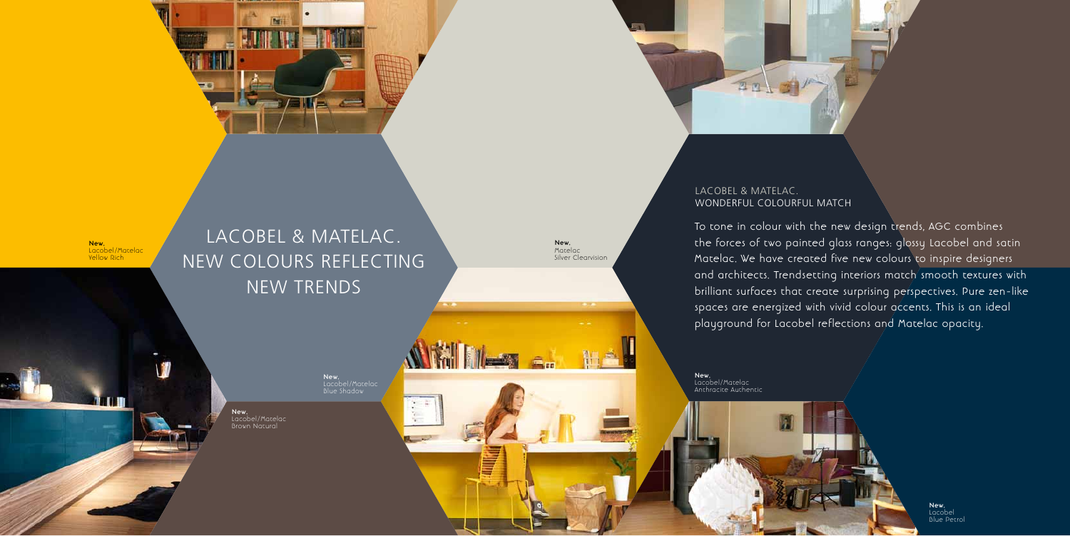# LACOBEL & MATELAC. NEW COLOURS REFLECTING NEW TRENDS

**New,**
Lacobel/Matelac
Yellow Rich

**New,**
Matelac
Silver Clearvision

**New,**
Lacobel/Matelac
Blue Shadow

**New,**
Lacobel/Matelac
Brown Natural

## LACOBEL & MATELAC. WONDERFUL COLOURFUL MATCH

To tone in colour with the new design trends, AGC combines the forces of two painted glass ranges: glossy Lacobel and satin Matelac. We have created five new colours to inspire designers and architects. Trendsetting interiors match smooth textures with brilliant surfaces that create surprising perspectives. Pure zen-like spaces are energized with vivid colour accents. This is an ideal playground for Lacobel reflections and Matelac opacity.

**New,**
Lacobel/Matelac
Anthracite Authentic

**New,**
Lacobel
Blue Petrol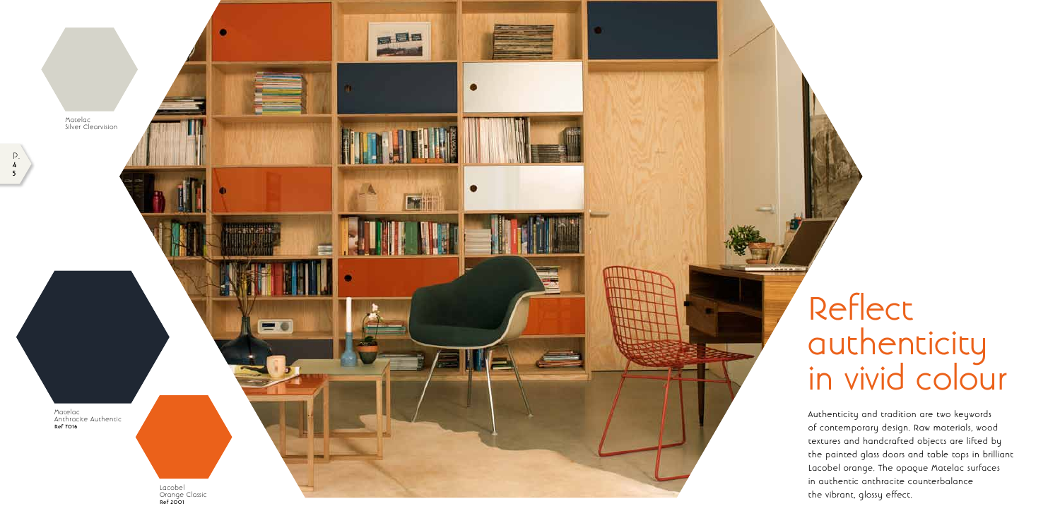Matelac
Silver Clearvision

Matelac
Anthracite Authentic
**Ref 7016**

Lacobel
Orange Classic
**Ref 2001**

# Reflect authenticity in vivid colour

Authenticity and tradition are two keywords of contemporary design. Raw materials, wood textures and handcrafted objects are lifted by the painted glass doors and table tops in brilliant Lacobel orange. The opaque Matelac surfaces in authentic anthracite counterbalance the vibrant, glossy effect.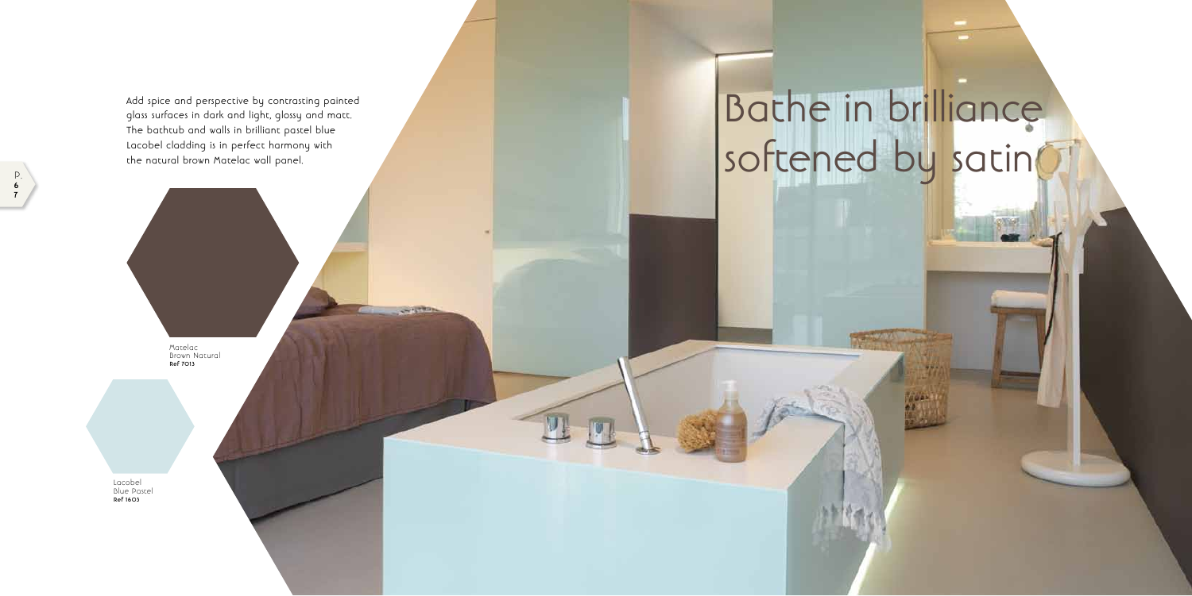# Bathe in brilliance softened by satin

Add spice and perspective by contrasting painted glass surfaces in dark and light, glossy and matt. The bathtub and walls in brilliant pastel blue Lacobel cladding is in perfect harmony with the natural brown Matelac wall panel.

Matelac
Brown Natural
**Ref 7013**

Lacobel
Blue Pastel
**Ref 1603**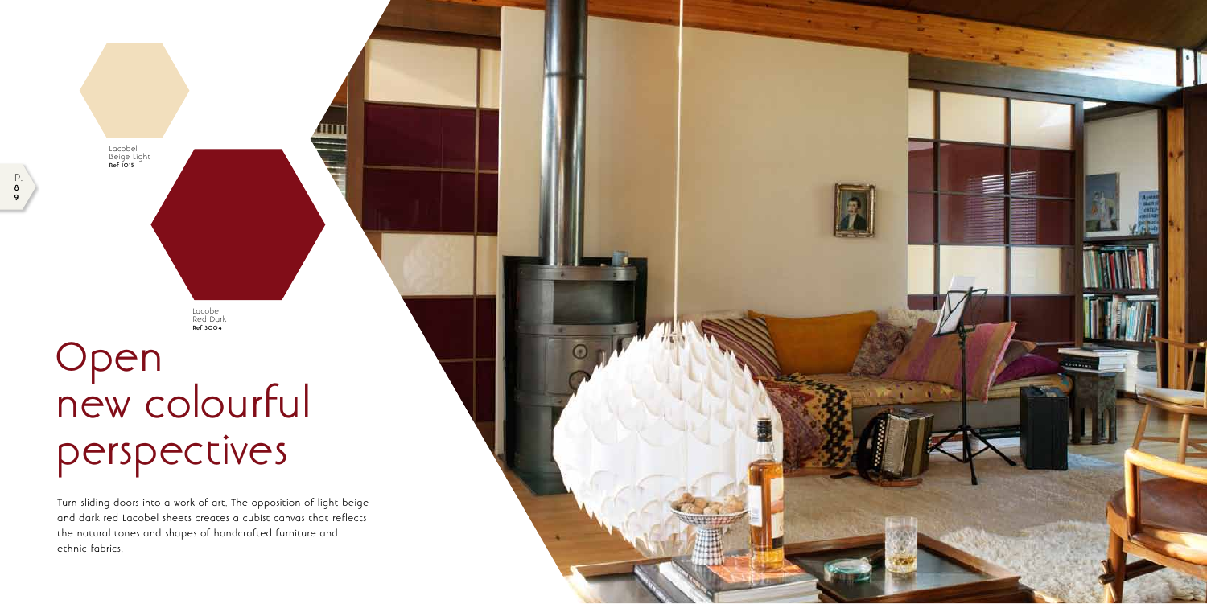Lacobel
Beige Light
Ref 1015

Lacobel
Red Dark
Ref 3004

# Open new colourful perspectives

Turn sliding doors into a work of art. The opposition of light beige and dark red Lacobel sheets creates a cubist canvas that reflects the natural tones and shapes of handcrafted furniture and ethnic fabrics.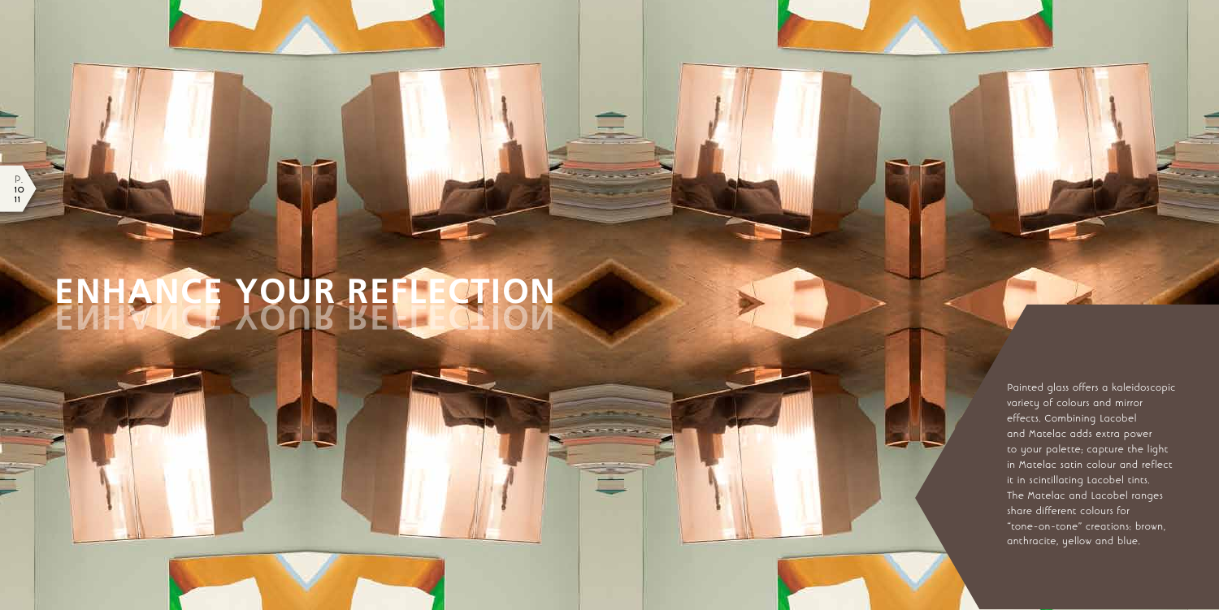# ENHANCE YOUR REFLECTION

Painted glass offers a kaleidoscopic variety of colours and mirror effects. Combining Lacobel and Matelac adds extra power to your palette; capture the light in Matelac satin colour and reflect it in scintillating Lacobel tints. The Matelac and Lacobel ranges share different colours for "tone-on-tone" creations: brown, anthracite, yellow and blue.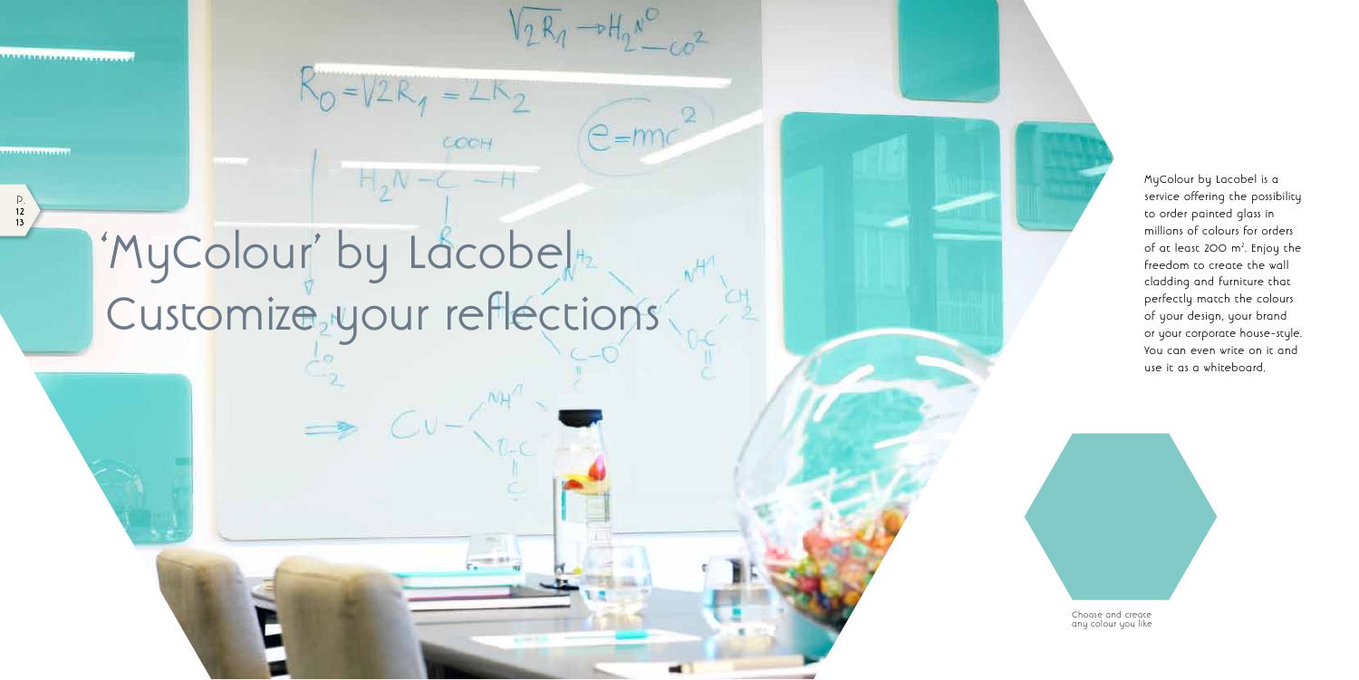# 'MyColour' by Lacobel
## Customize your reflections

MyColour by Lacobel is a service offering the possibility to order painted glass in millions of colours for orders of at least 200 m². Enjoy the freedom to create the wall cladding and furniture that perfectly match the colours of your design, your brand or your corporate house-style. You can even write on it and use it as a whiteboard.

Choose and create any colour you like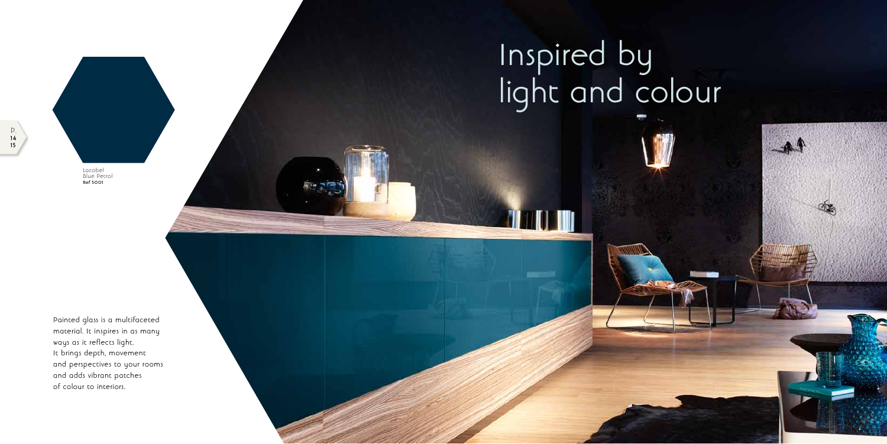# Inspired by light and colour

Lacobel
Blue Petrol
**Ref 5001**

Painted glass is a multifaceted material. It inspires in as many ways as it reflects light. It brings depth, movement and perspectives to your rooms and adds vibrant patches of colour to interiors.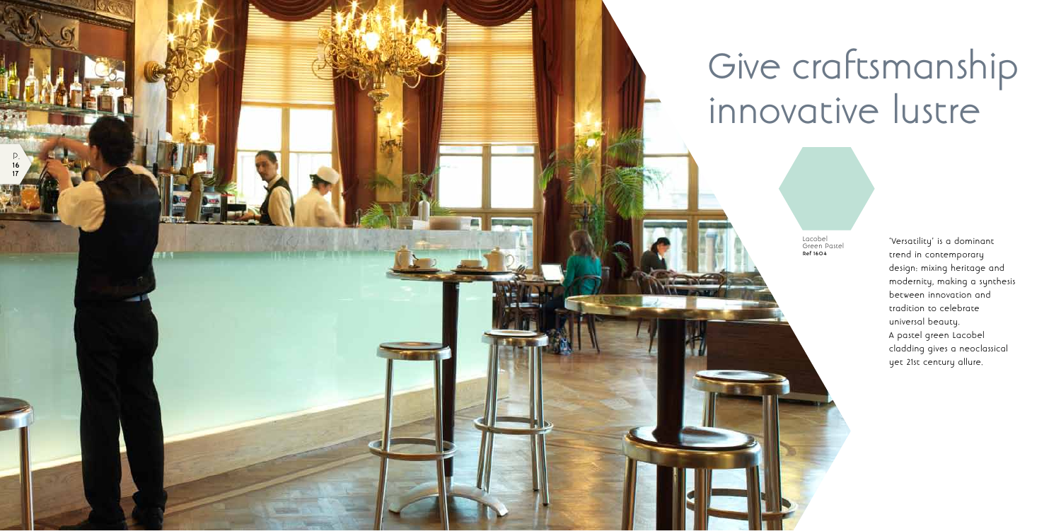# Give craftsmanship innovative lustre

Lacobel
Green Pastel
**Ref 1604**

'Versatility' is a dominant trend in contemporary design: mixing heritage and modernity, making a synthesis between innovation and tradition to celebrate universal beauty.
A pastel green Lacobel cladding gives a neoclassical yet 21st century allure.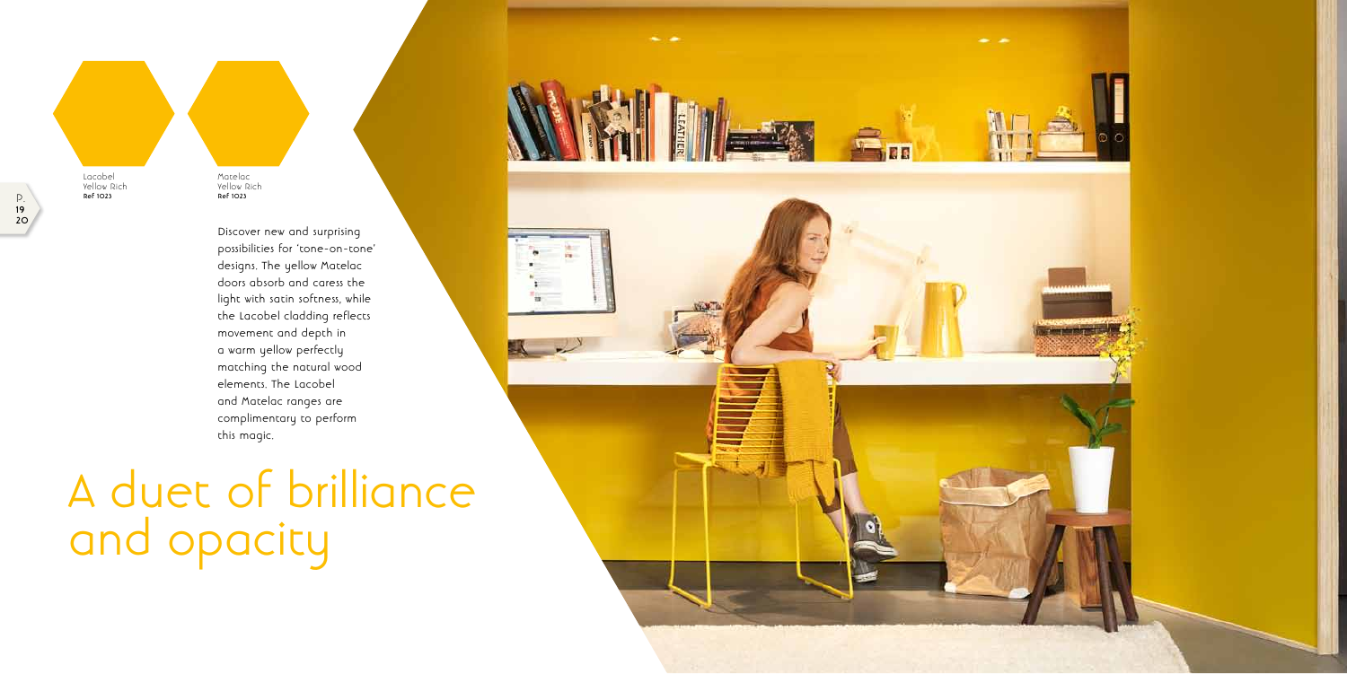Lacobel
Yellow Rich
**Ref 1023**

Matelac
Yellow Rich
**Ref 1023**

Discover new and surprising possibilities for 'tone-on-tone' designs. The yellow Matelac doors absorb and caress the light with satin softness, while the Lacobel cladding reflects movement and depth in a warm yellow perfectly matching the natural wood elements. The Lacobel and Matelac ranges are complimentary to perform this magic.

# A duet of brilliance and opacity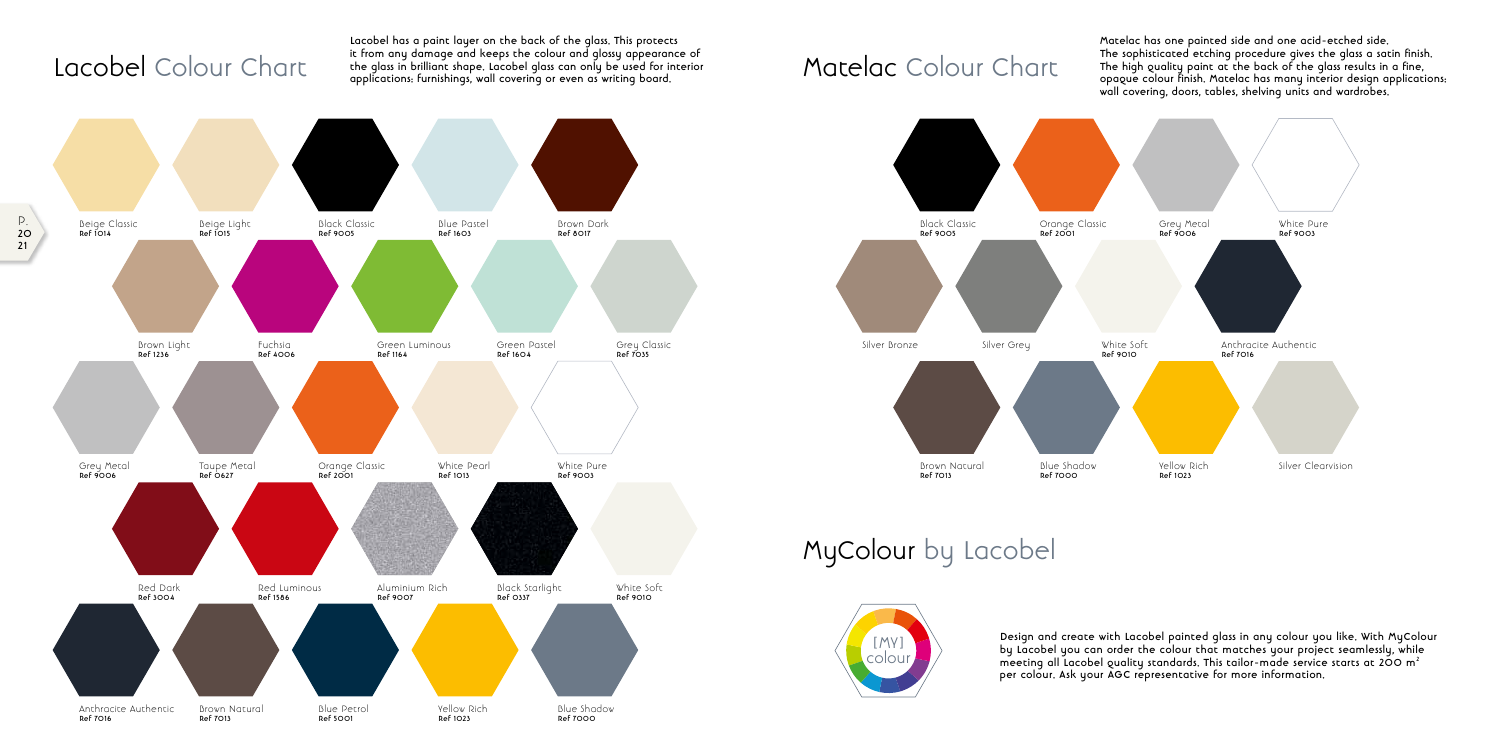# Lacobel Colour Chart

Lacobel has a paint layer on the back of the glass. This protects it from any damage and keeps the colour and glossy appearance of the glass in brilliant shape. Lacobel glass can only be used for interior applications: furnishings, wall covering or even as writing board.

Beige Classic
Ref 1014

Beige Light
Ref 1015

Black Classic
Ref 9005

Blue Pastel
Ref 1603

Brown Dark
Ref 8017

Brown Light
Ref 1236

Fuchsia
Ref 4006

Green Luminous
Ref 1164

Green Pastel
Ref 1604

Grey Classic
Ref 7035

Grey Metal
Ref 9006

Taupe Metal
Ref 0627

Orange Classic
Ref 2001

White Pearl
Ref 1013

White Pure
Ref 9003

Red Dark
Ref 3004

Red Luminous
Ref 1586

Aluminium Rich
Ref 9007

Black Starlight
Ref 0337

White Soft
Ref 9010

Anthracite Authentic
Ref 7016

Brown Natural
Ref 7013

Blue Petrol
Ref 5001

Yellow Rich
Ref 1023

Blue Shadow
Ref 7000

# Matelac Colour Chart

Matelac has one painted side and one acid-etched side. The sophisticated etching procedure gives the glass a satin finish. The high quality paint at the back of the glass results in a fine, opaque colour finish. Matelac has many interior design applications: wall covering, doors, tables, shelving units and wardrobes.

Black Classic
Ref 9005

Orange Classic
Ref 2001

Grey Metal
Ref 9006

White Pure
Ref 9003

Silver Bronze

Silver Grey

White Soft
Ref 9010

Anthracite Authentic
Ref 7016

Brown Natural
Ref 7013

Blue Shadow
Ref 7000

Yellow Rich
Ref 1023

Silver Clearvision

# MyColour by Lacobel

[MY] colour

Design and create with Lacobel painted glass in any colour you like. With MyColour by Lacobel you can order the colour that matches your project seamlessly, while meeting all Lacobel quality standards. This tailor-made service starts at 200 $m^2$ per colour. Ask your AGC representative for more information.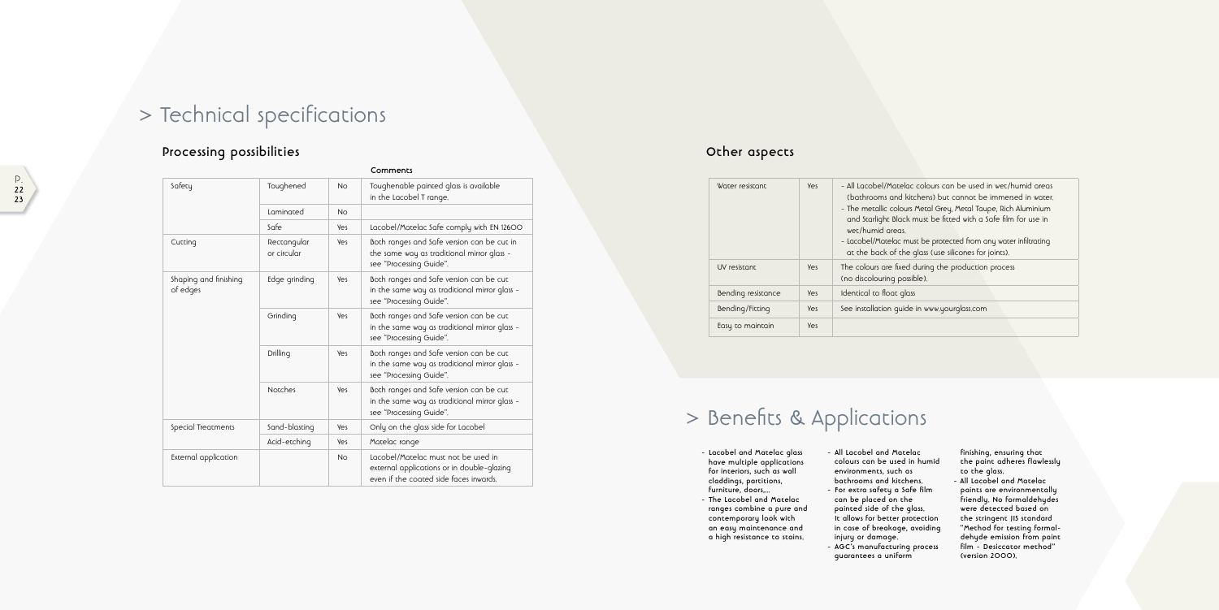# > Technical specifications

## Processing possibilities

| | | | Comments |
|---|---|---|---|
| Safety | Toughened | No | Toughenable painted glass is available in the Lacobel T range. |
| | Laminated | No | |
| | Safe | Yes | Lacobel/Matelac Safe comply with EN 12600 |
| Cutting | Rectangular or circular | Yes | Both ranges and Safe version can be cut in the same way as traditional mirror glass - see "Processing Guide". |
| Shaping and finishing of edges | Edge grinding | Yes | Both ranges and Safe version can be cut in the same way as traditional mirror glass - see "Processing Guide". |
| | Grinding | Yes | Both ranges and Safe version can be cut in the same way as traditional mirror glass - see "Processing Guide". |
| | Drilling | Yes | Both ranges and Safe version can be cut in the same way as traditional mirror glass - see "Processing Guide". |
| | Notches | Yes | Both ranges and Safe version can be cut in the same way as traditional mirror glass - see "Processing Guide". |
| Special Treatments | Sand-blasting | Yes | Only on the glass side for Lacobel |
| | Acid-etching | Yes | Matelac range |
| External application | | No | Lacobel/Matelac must not be used in external applications or in double-glazing even if the coated side faces inwards. |

## Other aspects

| | | |
|---|---|---|
| Water resistant | Yes | - All Lacobel/Matelac colours can be used in wet/humid areas (bathrooms and kitchens) but cannot be immersed in water.<br>- The metallic colours Metal Grey, Metal Taupe, Rich Aluminium and Starlight Black must be fitted with a Safe film for use in wet/humid areas.<br>- Lacobel/Matelac must be protected from any water infiltrating at the back of the glass (use silicones for joints). |
| UV resistant | Yes | The colours are fixed during the production process (no discolouring possible). |
| Bending resistance | Yes | Identical to float glass |
| Bending/Fitting | Yes | See installation guide in www.yourglass.com |
| Easy to maintain | Yes | |

# > Benefits & Applications

- Lacobel and Matelac glass have multiple applications for interiors, such as wall claddings, partitions, furniture, doors,...
- The Lacobel and Matelac ranges combine a pure and contemporary look with an easy maintenance and a high resistance to stains.
- All Lacobel and Matelac colours can be used in humid environments, such as bathrooms and kitchens.
- For extra safety a Safe film can be placed on the painted side of the glass. It allows for better protection in case of breakage, avoiding injury or damage.
- AGC's manufacturing process guarantees a uniform finishing, ensuring that the paint adheres flawlessly to the glass.
- All Lacobel and Matelac paints are environmentally friendly. No formaldehydes were detected based on the stringent JIS standard "Method for testing formaldehyde emission from paint film - Desiccator method" (version 2000).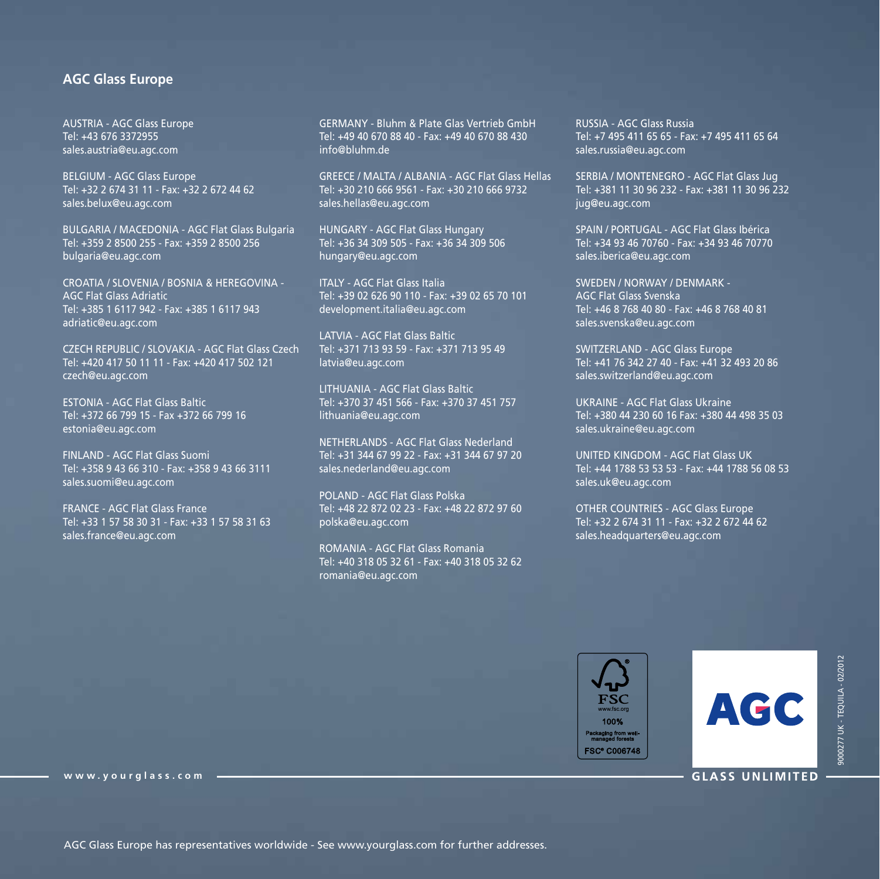## AGC Glass Europe

AUSTRIA - AGC Glass Europe
Tel: +43 676 3372955
sales.austria@eu.agc.com

BELGIUM - AGC Glass Europe
Tel: +32 2 674 31 11 - Fax: +32 2 672 44 62
sales.belux@eu.agc.com

BULGARIA / MACEDONIA - AGC Flat Glass Bulgaria
Tel: +359 2 8500 255 - Fax: +359 2 8500 256
bulgaria@eu.agc.com

CROATIA / SLOVENIA / BOSNIA & HEREGOVINA - AGC Flat Glass Adriatic
Tel: +385 1 6117 942 - Fax: +385 1 6117 943
adriatic@eu.agc.com

CZECH REPUBLIC / SLOVAKIA - AGC Flat Glass Czech
Tel: +420 417 50 11 11 - Fax: +420 417 502 121
czech@eu.agc.com

ESTONIA - AGC Flat Glass Baltic
Tel: +372 66 799 15 - Fax +372 66 799 16
estonia@eu.agc.com

FINLAND - AGC Flat Glass Suomi
Tel: +358 9 43 66 310 - Fax: +358 9 43 66 3111
sales.suomi@eu.agc.com

FRANCE - AGC Flat Glass France
Tel: +33 1 57 58 30 31 - Fax: +33 1 57 58 31 63
sales.france@eu.agc.com

GERMANY - Bluhm & Plate Glas Vertrieb GmbH
Tel: +49 40 670 88 40 - Fax: +49 40 670 88 430
info@bluhm.de

GREECE / MALTA / ALBANIA - AGC Flat Glass Hellas
Tel: +30 210 666 9561 - Fax: +30 210 666 9732
sales.hellas@eu.agc.com

HUNGARY - AGC Flat Glass Hungary
Tel: +36 34 309 505 - Fax: +36 34 309 506
hungary@eu.agc.com

ITALY - AGC Flat Glass Italia
Tel: +39 02 626 90 110 - Fax: +39 02 65 70 101
development.italia@eu.agc.com

LATVIA - AGC Flat Glass Baltic
Tel: +371 713 93 59 - Fax: +371 713 95 49
latvia@eu.agc.com

LITHUANIA - AGC Flat Glass Baltic
Tel: +370 37 451 566 - Fax: +370 37 451 757
lithuania@eu.agc.com

NETHERLANDS - AGC Flat Glass Nederland
Tel: +31 344 67 99 22 - Fax: +31 344 67 97 20
sales.nederland@eu.agc.com

POLAND - AGC Flat Glass Polska
Tel: +48 22 872 02 23 - Fax: +48 22 872 97 60
polska@eu.agc.com

ROMANIA - AGC Flat Glass Romania
Tel: +40 318 05 32 61 - Fax: +40 318 05 32 62
romania@eu.agc.com

RUSSIA - AGC Glass Russia
Tel: +7 495 411 65 65 - Fax: +7 495 411 65 64
sales.russia@eu.agc.com

SERBIA / MONTENEGRO - AGC Flat Glass Jug
Tel: +381 11 30 96 232 - Fax: +381 11 30 96 232
jug@eu.agc.com

SPAIN / PORTUGAL - AGC Flat Glass Ibérica
Tel: +34 93 46 70760 - Fax: +34 93 46 70770
sales.iberica@eu.agc.com

SWEDEN / NORWAY / DENMARK - AGC Flat Glass Svenska
Tel: +46 8 768 40 80 - Fax: +46 8 768 40 81
sales.svenska@eu.agc.com

SWITZERLAND - AGC Glass Europe
Tel: +41 76 342 27 40 - Fax: +41 32 493 20 86
sales.switzerland@eu.agc.com

UKRAINE - AGC Flat Glass Ukraine
Tel: +380 44 230 60 16 Fax: +380 44 498 35 03
sales.ukraine@eu.agc.com

UNITED KINGDOM - AGC Flat Glass UK
Tel: +44 1788 53 53 53 - Fax: +44 1788 56 08 53
sales.uk@eu.agc.com

OTHER COUNTRIES - AGC Glass Europe
Tel: +32 2 674 31 11 - Fax: +32 2 672 44 62
sales.headquarters@eu.agc.com

FSC www.fsc.org 100% Packaging from well-managed forests FSC® C006748

AGC

GLASS UNLIMITED

9000277 UK - TEQUILA - 02/2012

www.yourglass.com

AGC Glass Europe has representatives worldwide - See www.yourglass.com for further addresses.